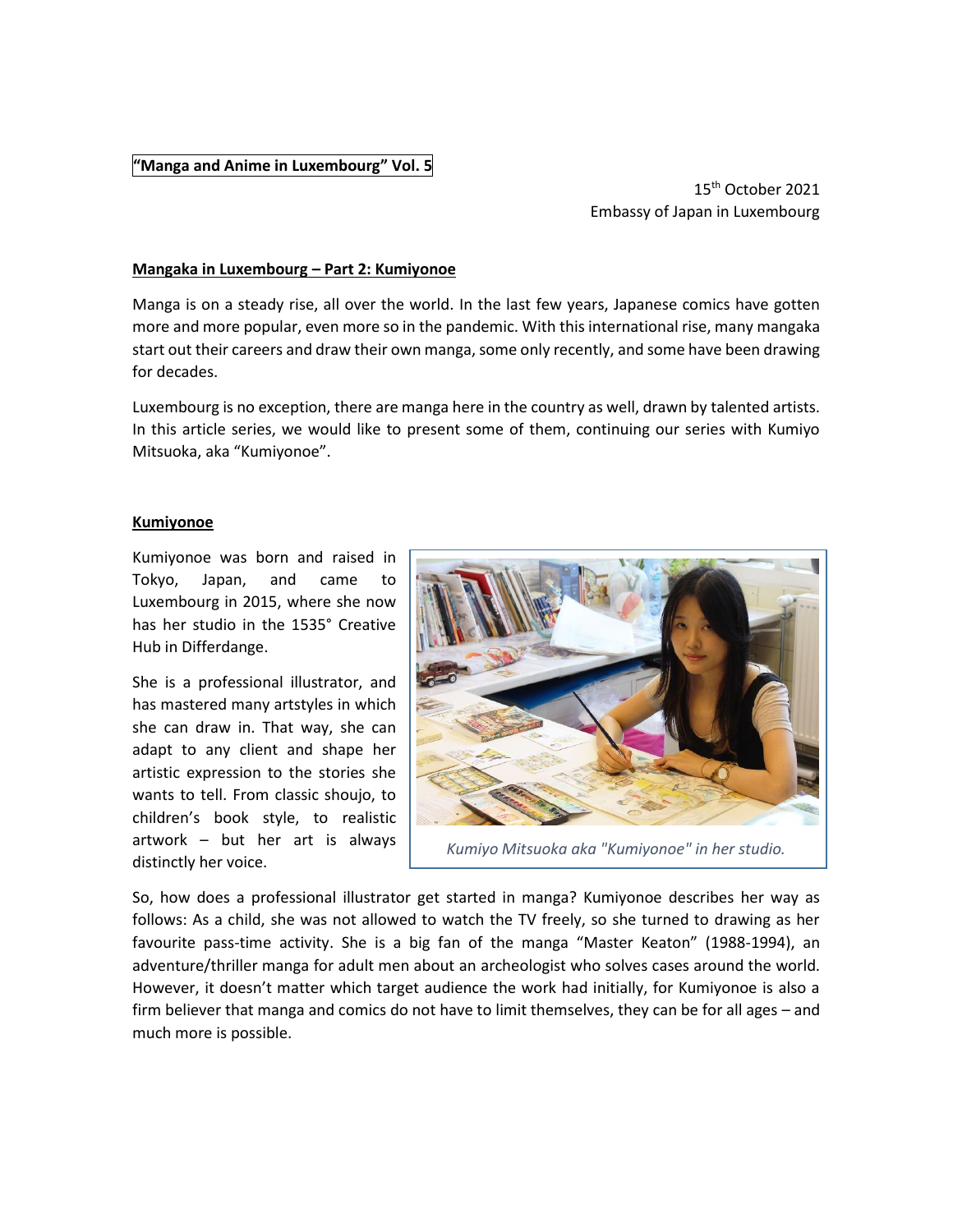**"Manga and Anime in Luxembourg" Vol. 5**

15th October 2021
Embassy of Japan in Luxembourg

## Mangaka in Luxembourg – Part 2: Kumiyonoe

Manga is on a steady rise, all over the world. In the last few years, Japanese comics have gotten more and more popular, even more so in the pandemic. With this international rise, many mangaka start out their careers and draw their own manga, some only recently, and some have been drawing for decades.

Luxembourg is no exception, there are manga here in the country as well, drawn by talented artists. In this article series, we would like to present some of them, continuing our series with Kumiyo Mitsuoka, aka "Kumiyonoe".

### Kumiyonoe

Kumiyonoe was born and raised in Tokyo, Japan, and came to Luxembourg in 2015, where she now has her studio in the 1535° Creative Hub in Differdange.

She is a professional illustrator, and has mastered many artstyles in which she can draw in. That way, she can adapt to any client and shape her artistic expression to the stories she wants to tell. From classic shoujo, to children's book style, to realistic artwork – but her art is always distinctly her voice.

*Kumiyo Mitsuoka aka "Kumiyonoe" in her studio.*

So, how does a professional illustrator get started in manga? Kumiyonoe describes her way as follows: As a child, she was not allowed to watch the TV freely, so she turned to drawing as her favourite pass-time activity. She is a big fan of the manga "Master Keaton" (1988-1994), an adventure/thriller manga for adult men about an archeologist who solves cases around the world. However, it doesn't matter which target audience the work had initially, for Kumiyonoe is also a firm believer that manga and comics do not have to limit themselves, they can be for all ages – and much more is possible.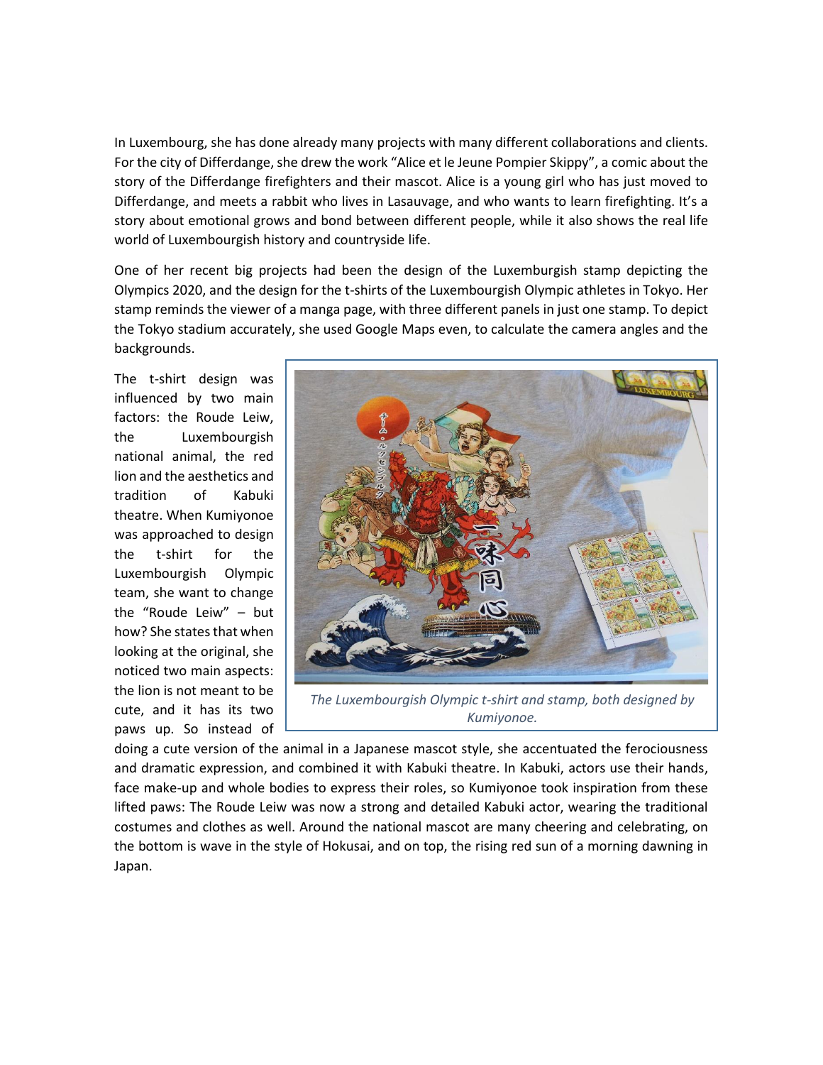In Luxembourg, she has done already many projects with many different collaborations and clients. For the city of Differdange, she drew the work “Alice et le Jeune Pompier Skippy”, a comic about the story of the Differdange firefighters and their mascot. Alice is a young girl who has just moved to Differdange, and meets a rabbit who lives in Lasauvage, and who wants to learn firefighting. It’s a story about emotional grows and bond between different people, while it also shows the real life world of Luxembourgish history and countryside life.

One of her recent big projects had been the design of the Luxemburgish stamp depicting the Olympics 2020, and the design for the t-shirts of the Luxembourgish Olympic athletes in Tokyo. Her stamp reminds the viewer of a manga page, with three different panels in just one stamp. To depict the Tokyo stadium accurately, she used Google Maps even, to calculate the camera angles and the backgrounds.

The t-shirt design was influenced by two main factors: the Roude Leiw, the Luxembourgish national animal, the red lion and the aesthetics and tradition of Kabuki theatre. When Kumiyonoe was approached to design the t-shirt for the Luxembourgish Olympic team, she want to change the “Roude Leiw” – but how? She states that when looking at the original, she noticed two main aspects: the lion is not meant to be cute, and it has its two paws up. So instead of doing a cute version of the animal in a Japanese mascot style, she accentuated the ferociousness and dramatic expression, and combined it with Kabuki theatre. In Kabuki, actors use their hands, face make-up and whole bodies to express their roles, so Kumiyonoe took inspiration from these lifted paws: The Roude Leiw was now a strong and detailed Kabuki actor, wearing the traditional costumes and clothes as well. Around the national mascot are many cheering and celebrating, on the bottom is wave in the style of Hokusai, and on top, the rising red sun of a morning dawning in Japan.

*The Luxembourgish Olympic t-shirt and stamp, both designed by Kumiyonoe.*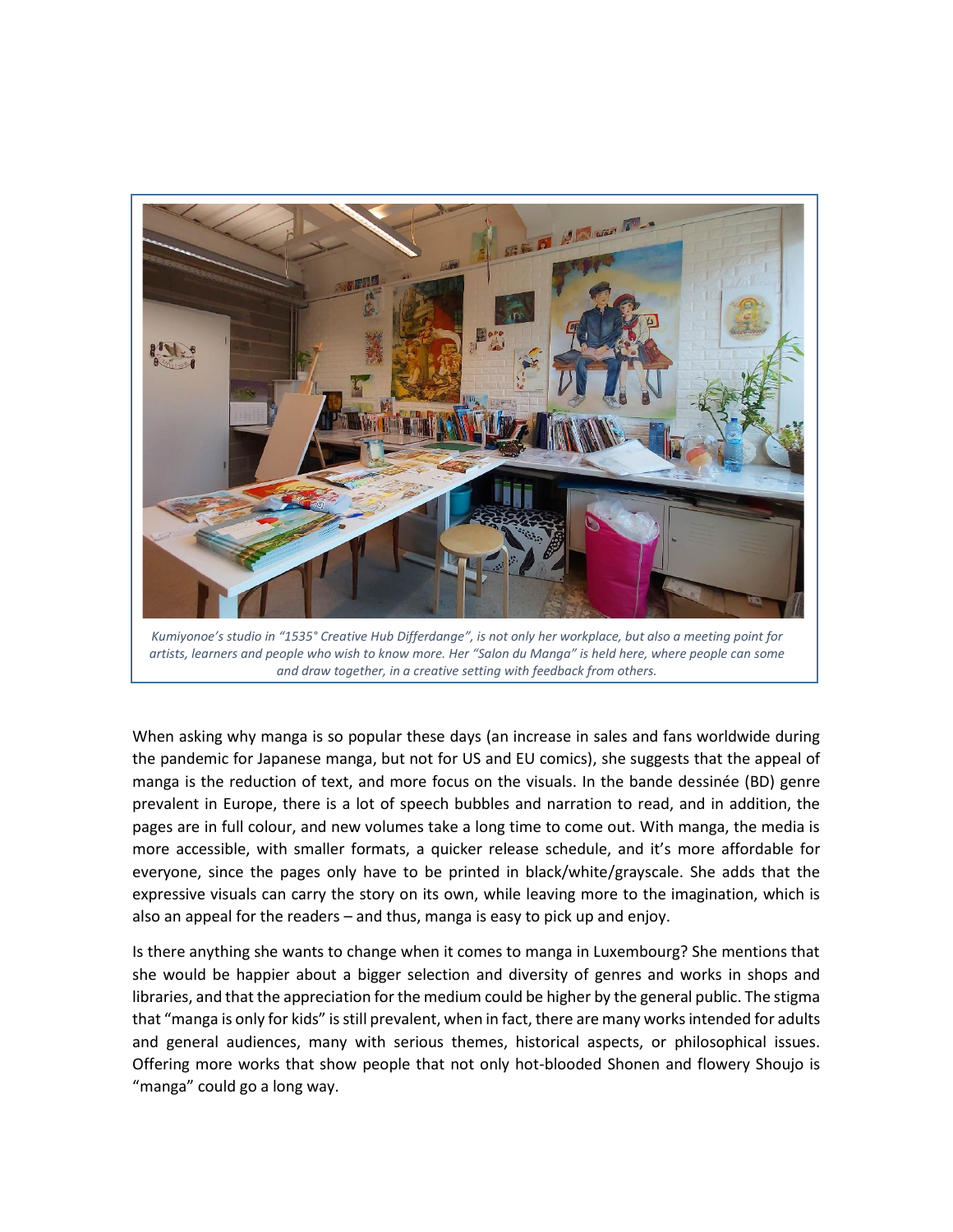*Kumiyonoe's studio in "1535° Creative Hub Differdange", is not only her workplace, but also a meeting point for artists, learners and people who wish to know more. Her "Salon du Manga" is held here, where people can some and draw together, in a creative setting with feedback from others.*

When asking why manga is so popular these days (an increase in sales and fans worldwide during the pandemic for Japanese manga, but not for US and EU comics), she suggests that the appeal of manga is the reduction of text, and more focus on the visuals. In the bande dessinée (BD) genre prevalent in Europe, there is a lot of speech bubbles and narration to read, and in addition, the pages are in full colour, and new volumes take a long time to come out. With manga, the media is more accessible, with smaller formats, a quicker release schedule, and it's more affordable for everyone, since the pages only have to be printed in black/white/grayscale. She adds that the expressive visuals can carry the story on its own, while leaving more to the imagination, which is also an appeal for the readers – and thus, manga is easy to pick up and enjoy.

Is there anything she wants to change when it comes to manga in Luxembourg? She mentions that she would be happier about a bigger selection and diversity of genres and works in shops and libraries, and that the appreciation for the medium could be higher by the general public. The stigma that "manga is only for kids" is still prevalent, when in fact, there are many works intended for adults and general audiences, many with serious themes, historical aspects, or philosophical issues. Offering more works that show people that not only hot-blooded Shonen and flowery Shoujo is "manga" could go a long way.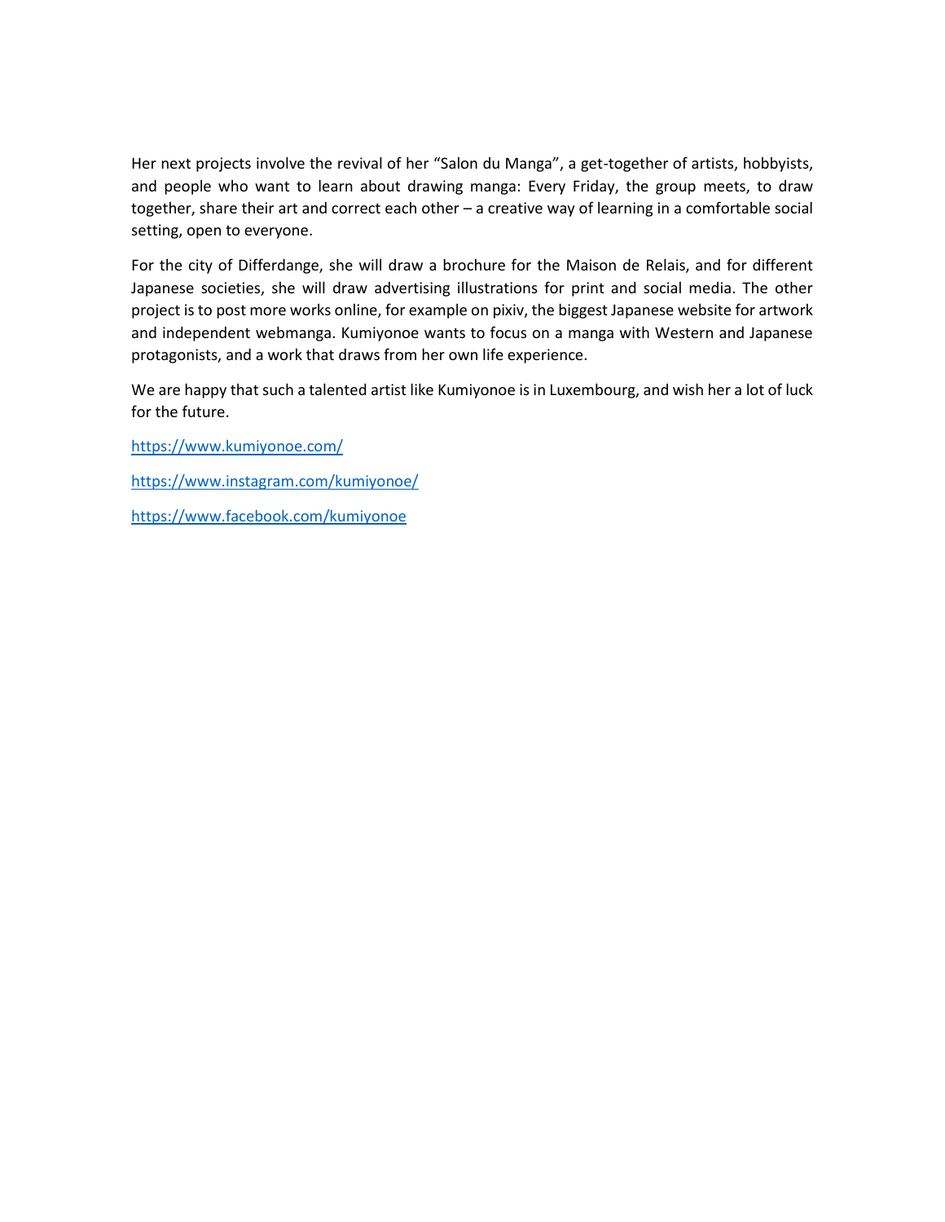Her next projects involve the revival of her “Salon du Manga”, a get-together of artists, hobbyists, and people who want to learn about drawing manga: Every Friday, the group meets, to draw together, share their art and correct each other – a creative way of learning in a comfortable social setting, open to everyone.

For the city of Differdange, she will draw a brochure for the Maison de Relais, and for different Japanese societies, she will draw advertising illustrations for print and social media. The other project is to post more works online, for example on pixiv, the biggest Japanese website for artwork and independent webmanga. Kumiyonoe wants to focus on a manga with Western and Japanese protagonists, and a work that draws from her own life experience.

We are happy that such a talented artist like Kumiyonoe is in Luxembourg, and wish her a lot of luck for the future.

https://www.kumiyonoe.com/

https://www.instagram.com/kumiyonoe/

https://www.facebook.com/kumiyonoe